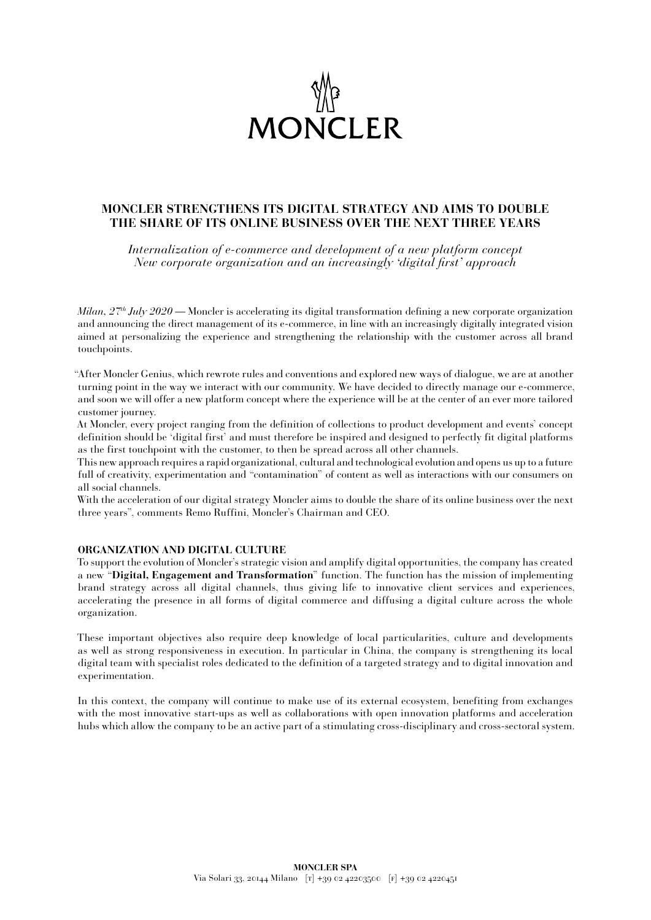MONCLER

# MONCLER STRENGTHENS ITS DIGITAL STRATEGY AND AIMS TO DOUBLE THE SHARE OF ITS ONLINE BUSINESS OVER THE NEXT THREE YEARS

*Internalization of e-commerce and development of a new platform concept*
*New corporate organization and an increasingly 'digital first' approach*

*Milan, 27th July 2020* — Moncler is accelerating its digital transformation defining a new corporate organization and announcing the direct management of its e-commerce, in line with an increasingly digitally integrated vision aimed at personalizing the experience and strengthening the relationship with the customer across all brand touchpoints.

"After Moncler Genius, which rewrote rules and conventions and explored new ways of dialogue, we are at another turning point in the way we interact with our community. We have decided to directly manage our e-commerce, and soon we will offer a new platform concept where the experience will be at the center of an ever more tailored customer journey.
At Moncler, every project ranging from the definition of collections to product development and events' concept definition should be 'digital first' and must therefore be inspired and designed to perfectly fit digital platforms as the first touchpoint with the customer, to then be spread across all other channels.
This new approach requires a rapid organizational, cultural and technological evolution and opens us up to a future full of creativity, experimentation and "contamination" of content as well as interactions with our consumers on all social channels.
With the acceleration of our digital strategy Moncler aims to double the share of its online business over the next three years", comments Remo Ruffini, Moncler's Chairman and CEO.

## ORGANIZATION AND DIGITAL CULTURE

To support the evolution of Moncler's strategic vision and amplify digital opportunities, the company has created a new "**Digital, Engagement and Transformation**" function. The function has the mission of implementing brand strategy across all digital channels, thus giving life to innovative client services and experiences, accelerating the presence in all forms of digital commerce and diffusing a digital culture across the whole organization.

These important objectives also require deep knowledge of local particularities, culture and developments as well as strong responsiveness in execution. In particular in China, the company is strengthening its local digital team with specialist roles dedicated to the definition of a targeted strategy and to digital innovation and experimentation.

In this context, the company will continue to make use of its external ecosystem, benefiting from exchanges with the most innovative start-ups as well as collaborations with open innovation platforms and acceleration hubs which allow the company to be an active part of a stimulating cross-disciplinary and cross-sectoral system.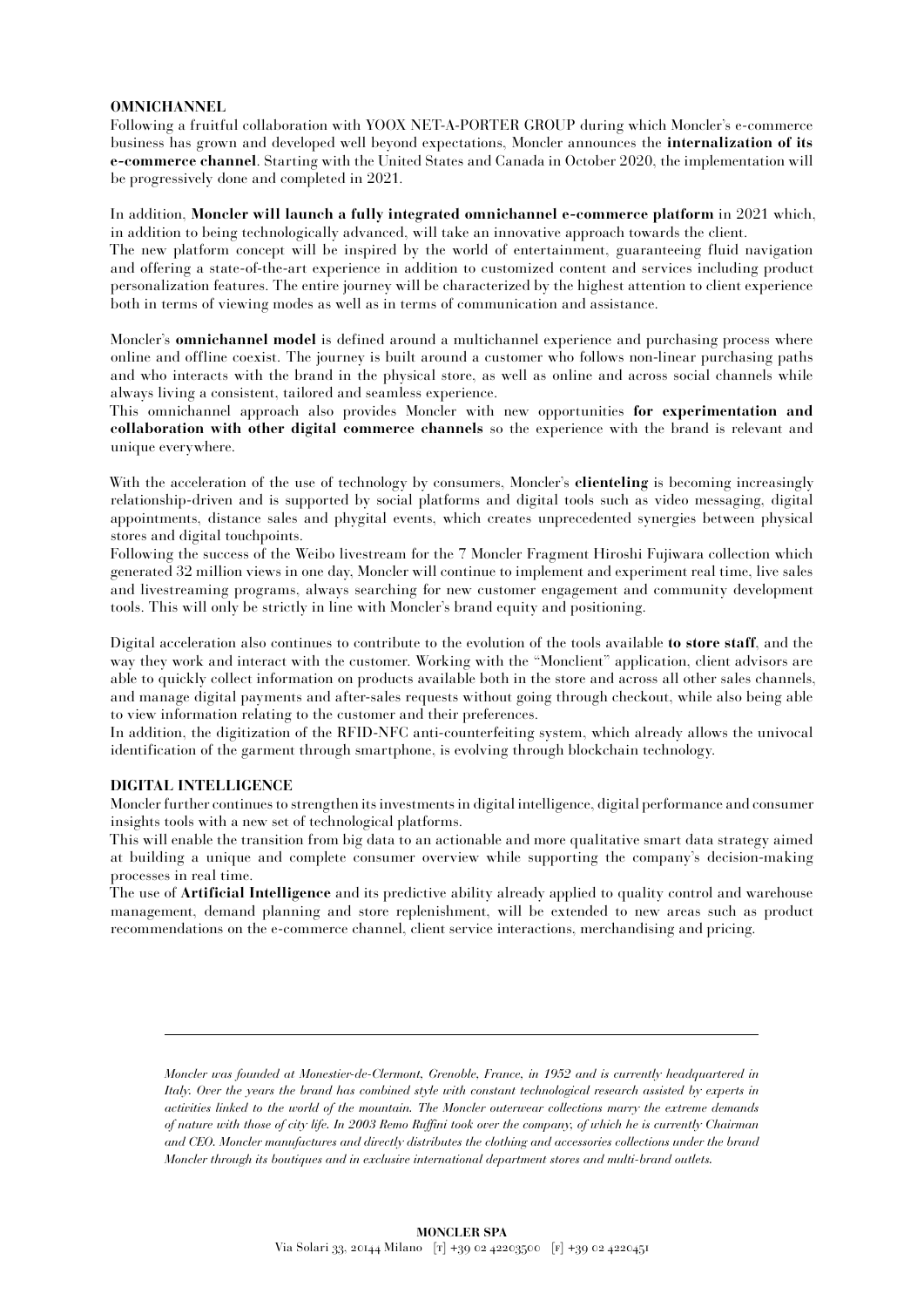**OMNICHANNEL**

Following a fruitful collaboration with YOOX NET-A-PORTER GROUP during which Moncler's e-commerce business has grown and developed well beyond expectations, Moncler announces the **internalization of its e-commerce channel**. Starting with the United States and Canada in October 2020, the implementation will be progressively done and completed in 2021.

In addition, **Moncler will launch a fully integrated omnichannel e-commerce platform** in 2021 which, in addition to being technologically advanced, will take an innovative approach towards the client.

The new platform concept will be inspired by the world of entertainment, guaranteeing fluid navigation and offering a state-of-the-art experience in addition to customized content and services including product personalization features. The entire journey will be characterized by the highest attention to client experience both in terms of viewing modes as well as in terms of communication and assistance.

Moncler's **omnichannel model** is defined around a multichannel experience and purchasing process where online and offline coexist. The journey is built around a customer who follows non-linear purchasing paths and who interacts with the brand in the physical store, as well as online and across social channels while always living a consistent, tailored and seamless experience.

This omnichannel approach also provides Moncler with new opportunities **for experimentation and collaboration with other digital commerce channels** so the experience with the brand is relevant and unique everywhere.

With the acceleration of the use of technology by consumers, Moncler's **clienteling** is becoming increasingly relationship-driven and is supported by social platforms and digital tools such as video messaging, digital appointments, distance sales and phygital events, which creates unprecedented synergies between physical stores and digital touchpoints.

Following the success of the Weibo livestream for the 7 Moncler Fragment Hiroshi Fujiwara collection which generated 32 million views in one day, Moncler will continue to implement and experiment real time, live sales and livestreaming programs, always searching for new customer engagement and community development tools. This will only be strictly in line with Moncler's brand equity and positioning.

Digital acceleration also continues to contribute to the evolution of the tools available **to store staff**, and the way they work and interact with the customer. Working with the "Monclient" application, client advisors are able to quickly collect information on products available both in the store and across all other sales channels, and manage digital payments and after-sales requests without going through checkout, while also being able to view information relating to the customer and their preferences.

In addition, the digitization of the RFID-NFC anti-counterfeiting system, which already allows the univocal identification of the garment through smartphone, is evolving through blockchain technology.

**DIGITAL INTELLIGENCE**

Moncler further continues to strengthen its investments in digital intelligence, digital performance and consumer insights tools with a new set of technological platforms.

This will enable the transition from big data to an actionable and more qualitative smart data strategy aimed at building a unique and complete consumer overview while supporting the company's decision-making processes in real time.

The use of **Artificial Intelligence** and its predictive ability already applied to quality control and warehouse management, demand planning and store replenishment, will be extended to new areas such as product recommendations on the e-commerce channel, client service interactions, merchandising and pricing.

---

*Moncler was founded at Monestier-de-Clermont, Grenoble, France, in 1952 and is currently headquartered in Italy. Over the years the brand has combined style with constant technological research assisted by experts in activities linked to the world of the mountain. The Moncler outerwear collections marry the extreme demands of nature with those of city life. In 2003 Remo Ruffini took over the company, of which he is currently Chairman and CEO. Moncler manufactures and directly distributes the clothing and accessories collections under the brand Moncler through its boutiques and in exclusive international department stores and multi-brand outlets.*

**MONCLER SPA**
Via Solari 33, 20144 Milano [T] +39 02 42203500 [F] +39 02 4220451